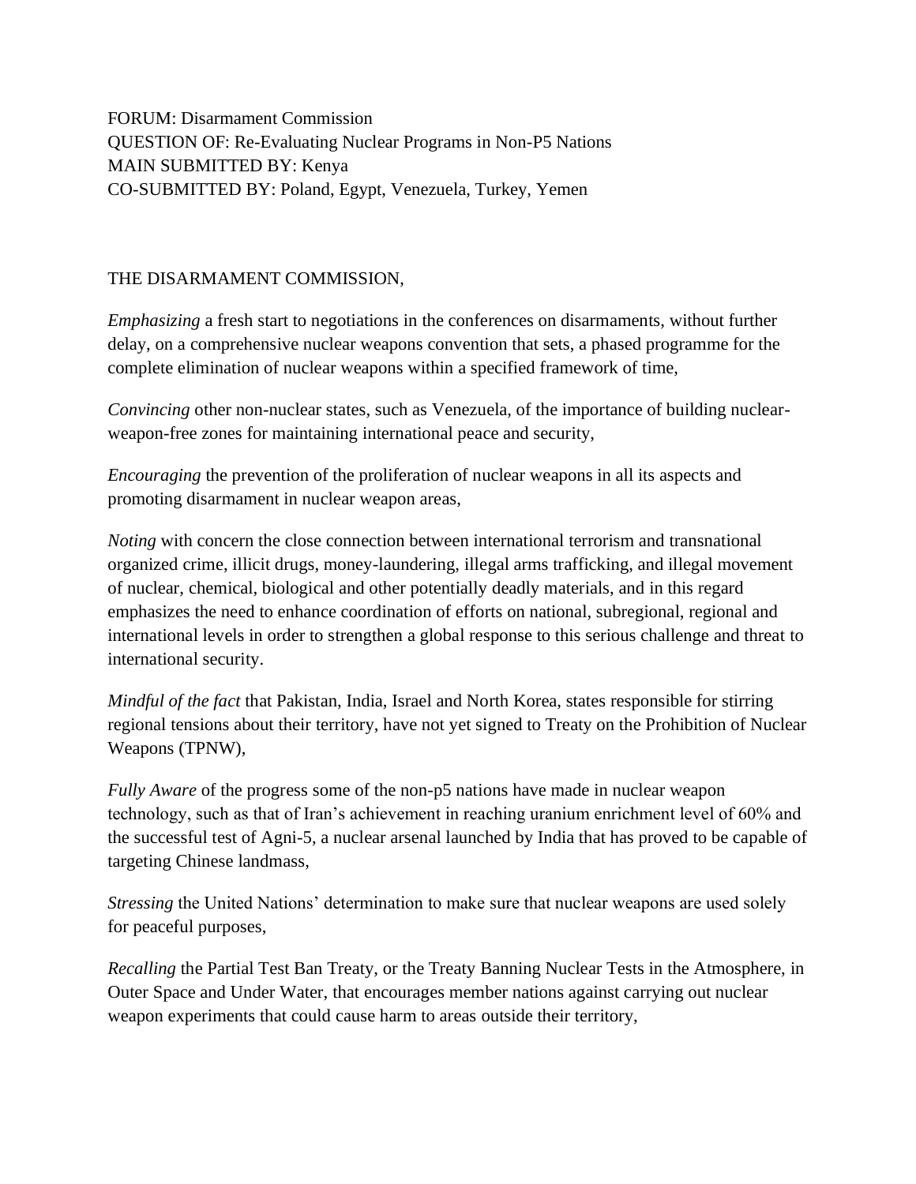FORUM: Disarmament Commission
QUESTION OF: Re-Evaluating Nuclear Programs in Non-P5 Nations
MAIN SUBMITTED BY: Kenya
CO-SUBMITTED BY: Poland, Egypt, Venezuela, Turkey, Yemen

THE DISARMAMENT COMMISSION,

*Emphasizing* a fresh start to negotiations in the conferences on disarmaments, without further delay, on a comprehensive nuclear weapons convention that sets, a phased programme for the complete elimination of nuclear weapons within a specified framework of time,

*Convincing* other non-nuclear states, such as Venezuela, of the importance of building nuclear-weapon-free zones for maintaining international peace and security,

*Encouraging* the prevention of the proliferation of nuclear weapons in all its aspects and promoting disarmament in nuclear weapon areas,

*Noting* with concern the close connection between international terrorism and transnational organized crime, illicit drugs, money-laundering, illegal arms trafficking, and illegal movement of nuclear, chemical, biological and other potentially deadly materials, and in this regard emphasizes the need to enhance coordination of efforts on national, subregional, regional and international levels in order to strengthen a global response to this serious challenge and threat to international security.

*Mindful of the fact* that Pakistan, India, Israel and North Korea, states responsible for stirring regional tensions about their territory, have not yet signed to Treaty on the Prohibition of Nuclear Weapons (TPNW),

*Fully Aware* of the progress some of the non-p5 nations have made in nuclear weapon technology, such as that of Iran's achievement in reaching uranium enrichment level of 60% and the successful test of Agni-5, a nuclear arsenal launched by India that has proved to be capable of targeting Chinese landmass,

*Stressing* the United Nations' determination to make sure that nuclear weapons are used solely for peaceful purposes,

*Recalling* the Partial Test Ban Treaty, or the Treaty Banning Nuclear Tests in the Atmosphere, in Outer Space and Under Water, that encourages member nations against carrying out nuclear weapon experiments that could cause harm to areas outside their territory,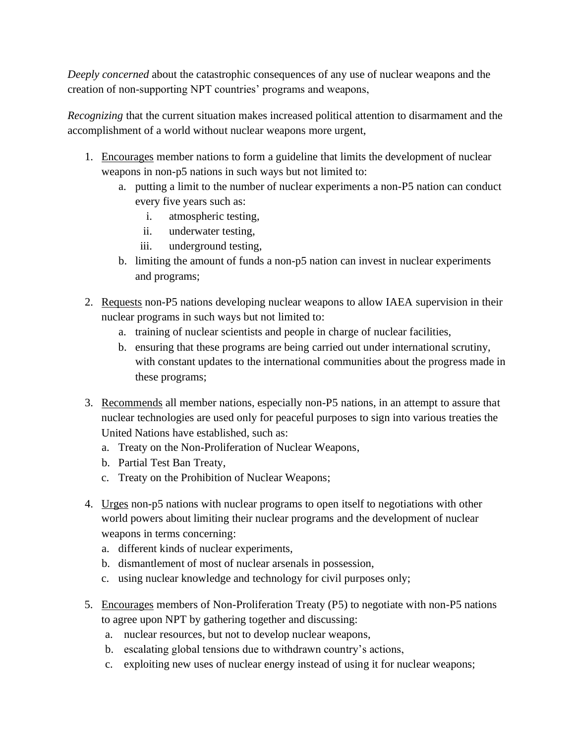*Deeply concerned* about the catastrophic consequences of any use of nuclear weapons and the creation of non-supporting NPT countries' programs and weapons,

*Recognizing* that the current situation makes increased political attention to disarmament and the accomplishment of a world without nuclear weapons more urgent,

1. <u>Encourages</u> member nations to form a guideline that limits the development of nuclear weapons in non-p5 nations in such ways but not limited to:
    a. putting a limit to the number of nuclear experiments a non-P5 nation can conduct every five years such as:
        i. atmospheric testing,
        ii. underwater testing,
        iii. underground testing,
    b. limiting the amount of funds a non-p5 nation can invest in nuclear experiments and programs;

2. <u>Requests</u> non-P5 nations developing nuclear weapons to allow IAEA supervision in their nuclear programs in such ways but not limited to:
    a. training of nuclear scientists and people in charge of nuclear facilities,
    b. ensuring that these programs are being carried out under international scrutiny, with constant updates to the international communities about the progress made in these programs;

3. <u>Recommends</u> all member nations, especially non-P5 nations, in an attempt to assure that nuclear technologies are used only for peaceful purposes to sign into various treaties the United Nations have established, such as:
    a. Treaty on the Non-Proliferation of Nuclear Weapons,
    b. Partial Test Ban Treaty,
    c. Treaty on the Prohibition of Nuclear Weapons;

4. <u>Urges</u> non-p5 nations with nuclear programs to open itself to negotiations with other world powers about limiting their nuclear programs and the development of nuclear weapons in terms concerning:
    a. different kinds of nuclear experiments,
    b. dismantlement of most of nuclear arsenals in possession,
    c. using nuclear knowledge and technology for civil purposes only;

5. <u>Encourages</u> members of Non-Proliferation Treaty (P5) to negotiate with non-P5 nations to agree upon NPT by gathering together and discussing:
    a. nuclear resources, but not to develop nuclear weapons,
    b. escalating global tensions due to withdrawn country's actions,
    c. exploiting new uses of nuclear energy instead of using it for nuclear weapons;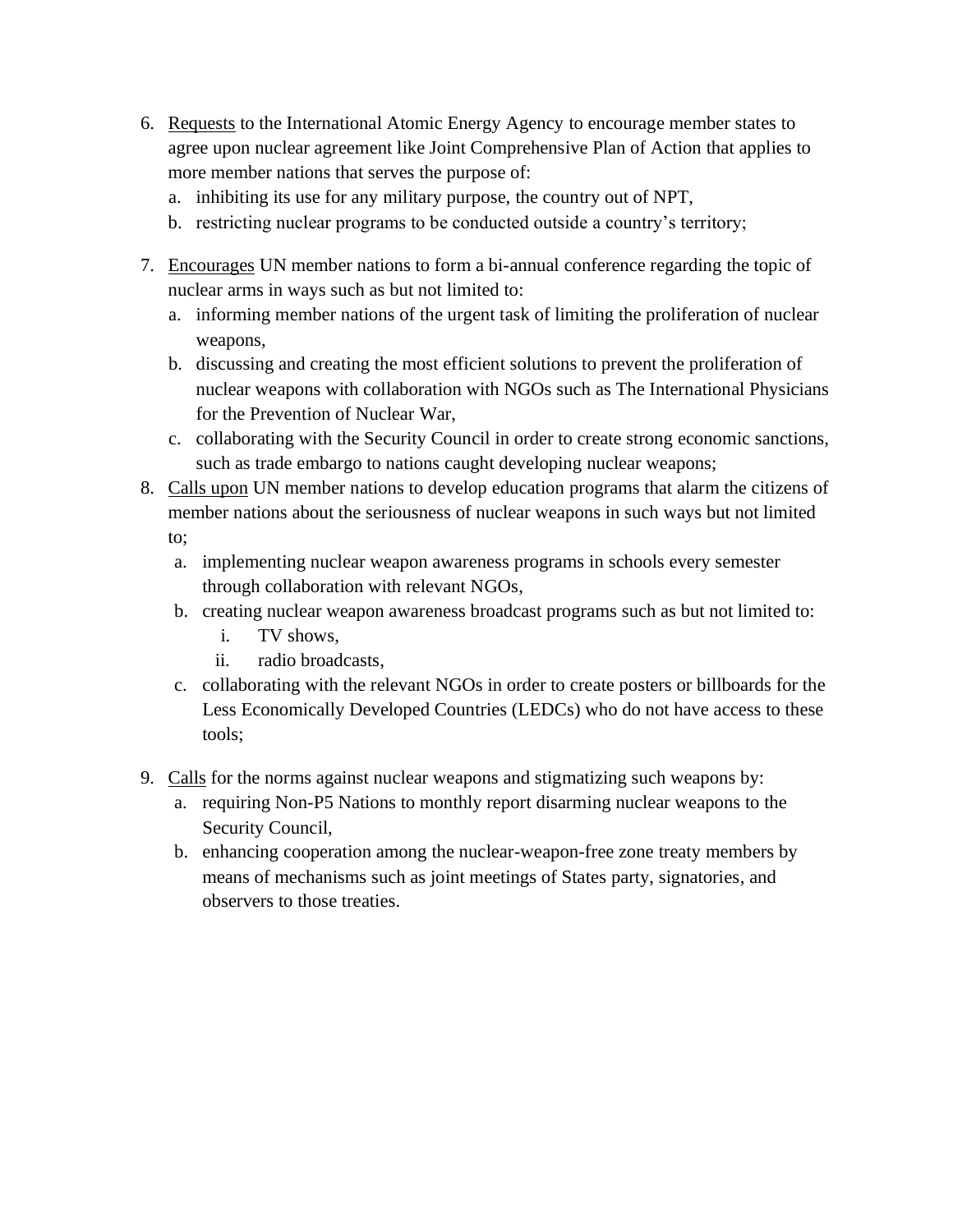6. <u>Requests</u> to the International Atomic Energy Agency to encourage member states to agree upon nuclear agreement like Joint Comprehensive Plan of Action that applies to more member nations that serves the purpose of:
   a. inhibiting its use for any military purpose, the country out of NPT,
   b. restricting nuclear programs to be conducted outside a country's territory;

7. <u>Encourages</u> UN member nations to form a bi-annual conference regarding the topic of nuclear arms in ways such as but not limited to:
   a. informing member nations of the urgent task of limiting the proliferation of nuclear weapons,
   b. discussing and creating the most efficient solutions to prevent the proliferation of nuclear weapons with collaboration with NGOs such as The International Physicians for the Prevention of Nuclear War,
   c. collaborating with the Security Council in order to create strong economic sanctions, such as trade embargo to nations caught developing nuclear weapons;
8. <u>Calls upon</u> UN member nations to develop education programs that alarm the citizens of member nations about the seriousness of nuclear weapons in such ways but not limited to;
   a. implementing nuclear weapon awareness programs in schools every semester through collaboration with relevant NGOs,
   b. creating nuclear weapon awareness broadcast programs such as but not limited to:
      i. TV shows,
      ii. radio broadcasts,
   c. collaborating with the relevant NGOs in order to create posters or billboards for the Less Economically Developed Countries (LEDCs) who do not have access to these tools;

9. <u>Calls</u> for the norms against nuclear weapons and stigmatizing such weapons by:
   a. requiring Non-P5 Nations to monthly report disarming nuclear weapons to the Security Council,
   b. enhancing cooperation among the nuclear-weapon-free zone treaty members by means of mechanisms such as joint meetings of States party, signatories, and observers to those treaties.